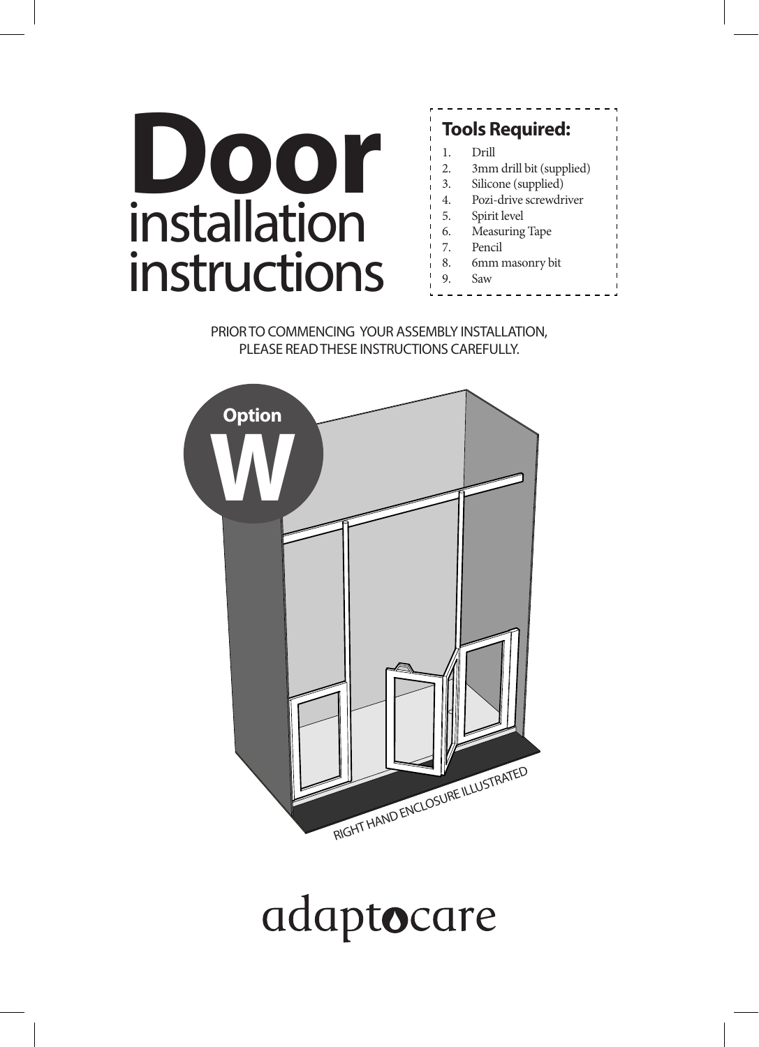# Door installation instructions

## Tools Required:

1. Drill
2. 3mm drill bit (supplied)
3. Silicone (supplied)
4. Pozi-drive screwdriver
5. Spirit level
6. Measuring Tape
7. Pencil
8. 6mm masonry bit
9. Saw

PRIOR TO COMMENCING YOUR ASSEMBLY INSTALLATION, PLEASE READ THESE INSTRUCTIONS CAREFULLY.

**Option W**

RIGHT HAND ENCLOSURE ILLUSTRATED

adaptocare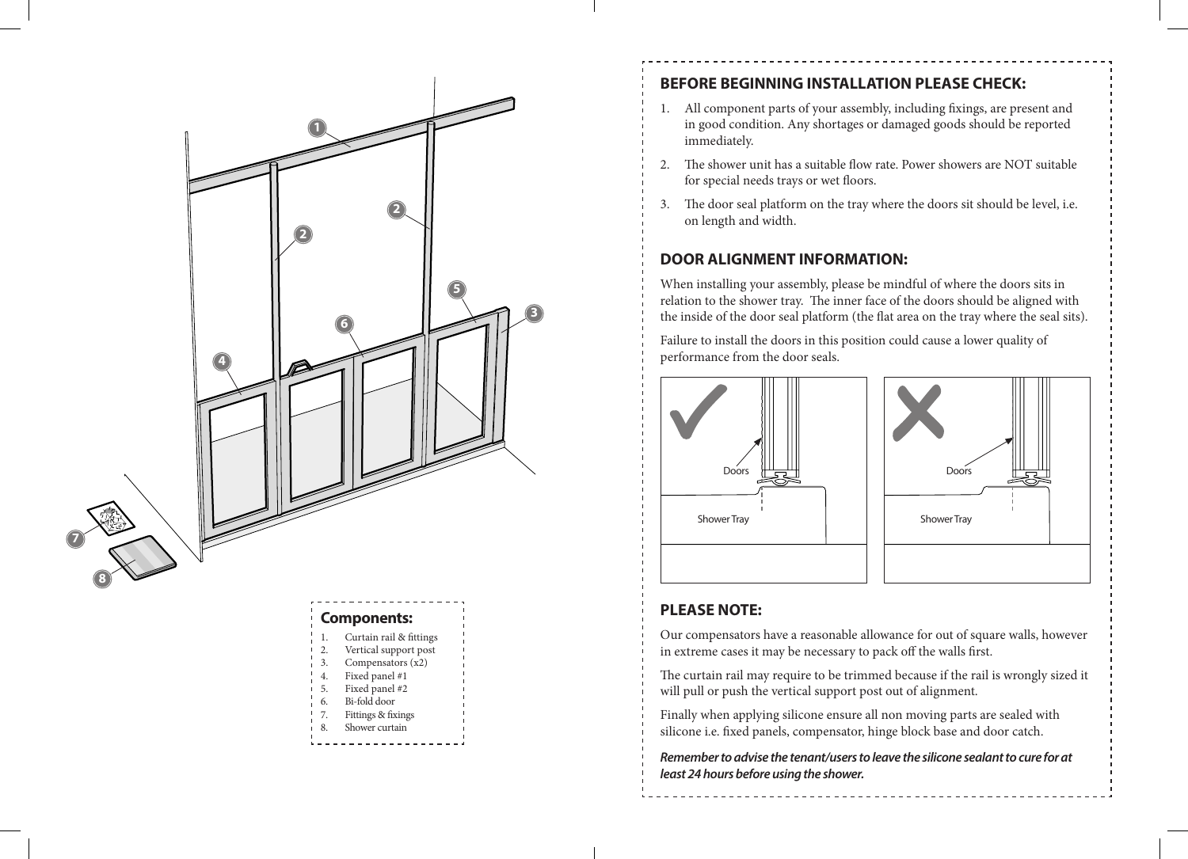## Components:

1. Curtain rail & fittings
2. Vertical support post
3. Compensators (x2)
4. Fixed panel #1
5. Fixed panel #2
6. Bi-fold door
7. Fittings & fixings
8. Shower curtain

## BEFORE BEGINNING INSTALLATION PLEASE CHECK:

1. All component parts of your assembly, including fixings, are present and in good condition. Any shortages or damaged goods should be reported immediately.
2. The shower unit has a suitable flow rate. Power showers are NOT suitable for special needs trays or wet floors.
3. The door seal platform on the tray where the doors sit should be level, i.e. on length and width.

## DOOR ALIGNMENT INFORMATION:

When installing your assembly, please be mindful of where the doors sits in relation to the shower tray. The inner face of the doors should be aligned with the inside of the door seal platform (the flat area on the tray where the seal sits).

Failure to install the doors in this position could cause a lower quality of performance from the door seals.

Doors

Shower Tray

Doors

Shower Tray

## PLEASE NOTE:

Our compensators have a reasonable allowance for out of square walls, however in extreme cases it may be necessary to pack off the walls first.

The curtain rail may require to be trimmed because if the rail is wrongly sized it will pull or push the vertical support post out of alignment.

Finally when applying silicone ensure all non moving parts are sealed with silicone i.e. fixed panels, compensator, hinge block base and door catch.

***Remember to advise the tenant/users to leave the silicone sealant to cure for at least 24 hours before using the shower.***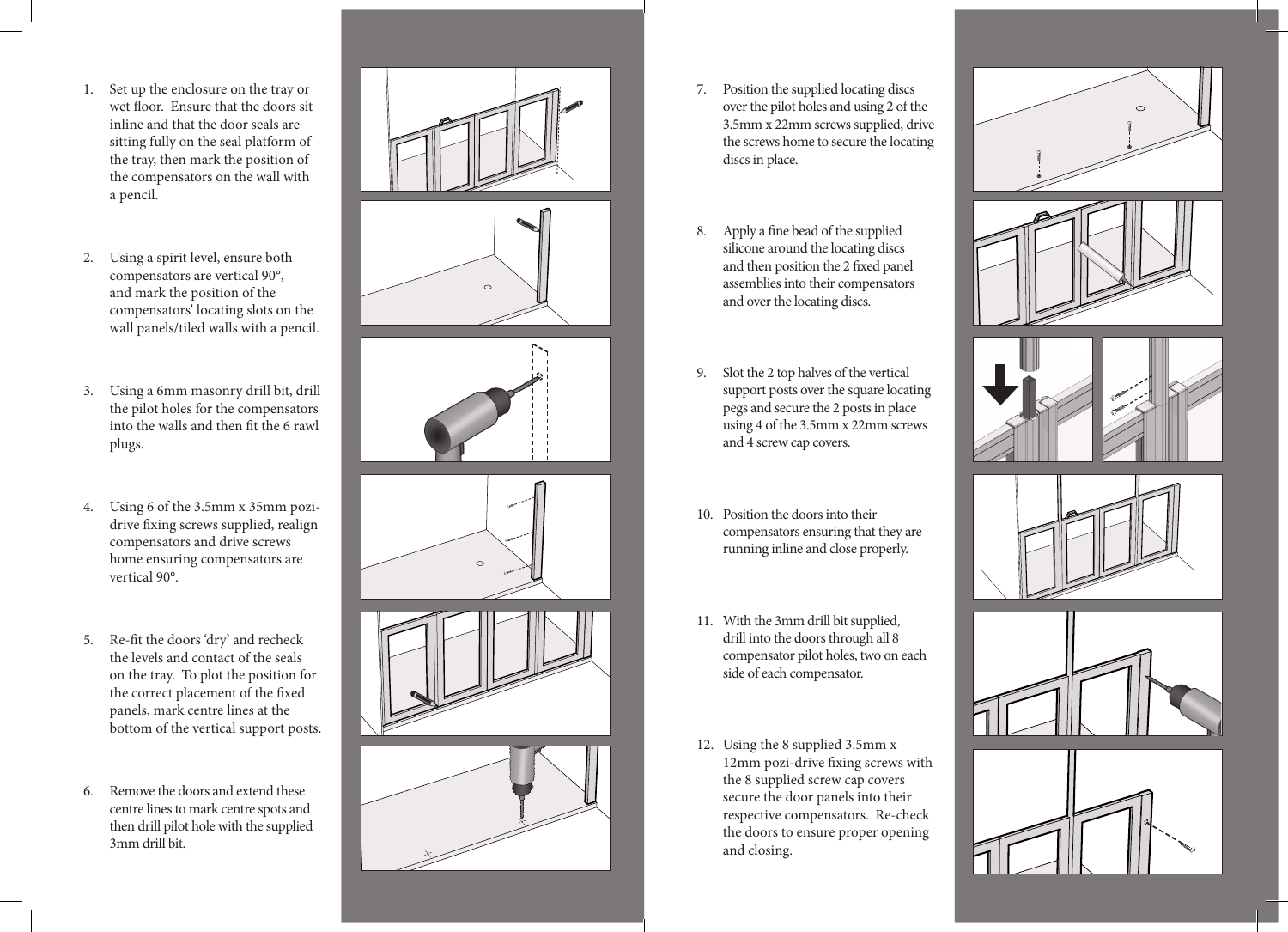1. Set up the enclosure on the tray or wet floor. Ensure that the doors sit inline and that the door seals are sitting fully on the seal platform of the tray, then mark the position of the compensators on the wall with a pencil.

2. Using a spirit level, ensure both compensators are vertical 90°, and mark the position of the compensators' locating slots on the wall panels/tiled walls with a pencil.

3. Using a 6mm masonry drill bit, drill the pilot holes for the compensators into the walls and then fit the 6 rawl plugs.

4. Using 6 of the 3.5mm x 35mm pozi-drive fixing screws supplied, realign compensators and drive screws home ensuring compensators are vertical 90°.

5. Re-fit the doors 'dry' and recheck the levels and contact of the seals on the tray. To plot the position for the correct placement of the fixed panels, mark centre lines at the bottom of the vertical support posts.

6. Remove the doors and extend these centre lines to mark centre spots and then drill pilot hole with the supplied 3mm drill bit.

7. Position the supplied locating discs over the pilot holes and using 2 of the 3.5mm x 22mm screws supplied, drive the screws home to secure the locating discs in place.

8. Apply a fine bead of the supplied silicone around the locating discs and then position the 2 fixed panel assemblies into their compensators and over the locating discs.

9. Slot the 2 top halves of the vertical support posts over the square locating pegs and secure the 2 posts in place using 4 of the 3.5mm x 22mm screws and 4 screw cap covers.

10. Position the doors into their compensators ensuring that they are running inline and close properly.

11. With the 3mm drill bit supplied, drill into the doors through all 8 compensator pilot holes, two on each side of each compensator.

12. Using the 8 supplied 3.5mm x 12mm pozi-drive fixing screws with the 8 supplied screw cap covers secure the door panels into their respective compensators. Re-check the doors to ensure proper opening and closing.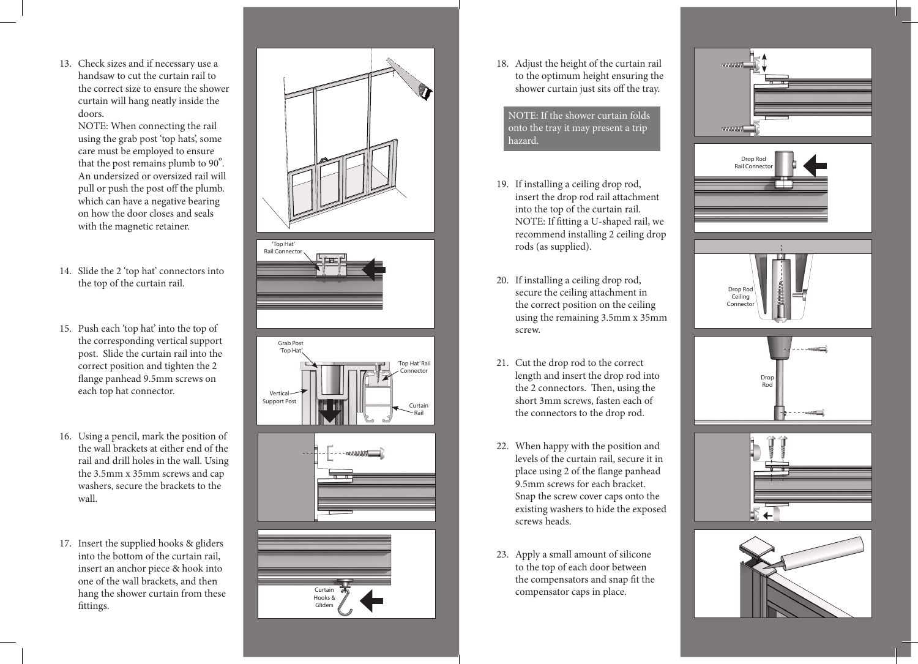13. Check sizes and if necessary use a handsaw to cut the curtain rail to the correct size to ensure the shower curtain will hang neatly inside the doors.
    NOTE: When connecting the rail using the grab post 'top hats', some care must be employed to ensure that the post remains plumb to 90°. An undersized or oversized rail will pull or push the post off the plumb. which can have a negative bearing on how the door closes and seals with the magnetic retainer.

14. Slide the 2 'top hat' connectors into the top of the curtain rail.

15. Push each 'top hat' into the top of the corresponding vertical support post. Slide the curtain rail into the correct position and tighten the 2 flange panhead 9.5mm screws on each top hat connector.

16. Using a pencil, mark the position of the wall brackets at either end of the rail and drill holes in the wall. Using the 3.5mm x 35mm screws and cap washers, secure the brackets to the wall.

17. Insert the supplied hooks & gliders into the bottom of the curtain rail, insert an anchor piece & hook into one of the wall brackets, and then hang the shower curtain from these fittings.

'Top Hat' Rail Connector

Grab Post 'Top Hat'

'Top Hat' Rail Connector

Vertical Support Post

Curtain Rail

Curtain Hooks & Gliders

18. Adjust the height of the curtain rail to the optimum height ensuring the shower curtain just sits off the tray.

    NOTE: If the shower curtain folds onto the tray it may present a trip hazard.

19. If installing a ceiling drop rod, insert the drop rod rail attachment into the top of the curtain rail.
    NOTE: If fitting a U-shaped rail, we recommend installing 2 ceiling drop rods (as supplied).

20. If installing a ceiling drop rod, secure the ceiling attachment in the correct position on the ceiling using the remaining 3.5mm x 35mm screw.

21. Cut the drop rod to the correct length and insert the drop rod into the 2 connectors. Then, using the short 3mm screws, fasten each of the connectors to the drop rod.

22. When happy with the position and levels of the curtain rail, secure it in place using 2 of the flange panhead 9.5mm screws for each bracket. Snap the screw cover caps onto the existing washers to hide the exposed screws heads.

23. Apply a small amount of silicone to the top of each door between the compensators and snap fit the compensator caps in place.

Drop Rod Rail Connector

Drop Rod Ceiling Connector

Drop Rod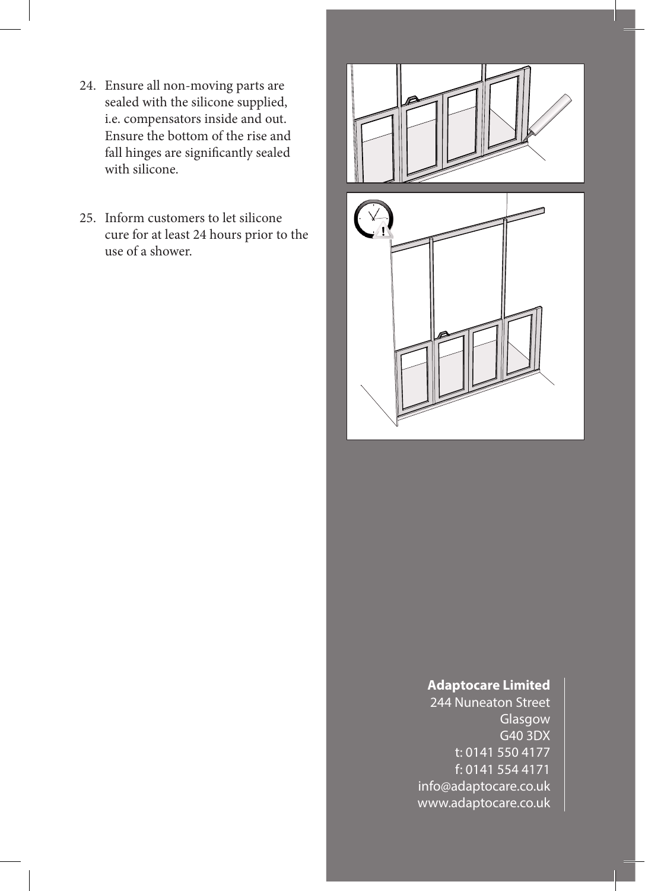24. Ensure all non-moving parts are sealed with the silicone supplied, i.e. compensators inside and out. Ensure the bottom of the rise and fall hinges are significantly sealed with silicone.

25. Inform customers to let silicone cure for at least 24 hours prior to the use of a shower.

**Adaptocare Limited**
244 Nuneaton Street
Glasgow
G40 3DX
t: 0141 550 4177
f: 0141 554 4171
info@adaptocare.co.uk
www.adaptocare.co.uk